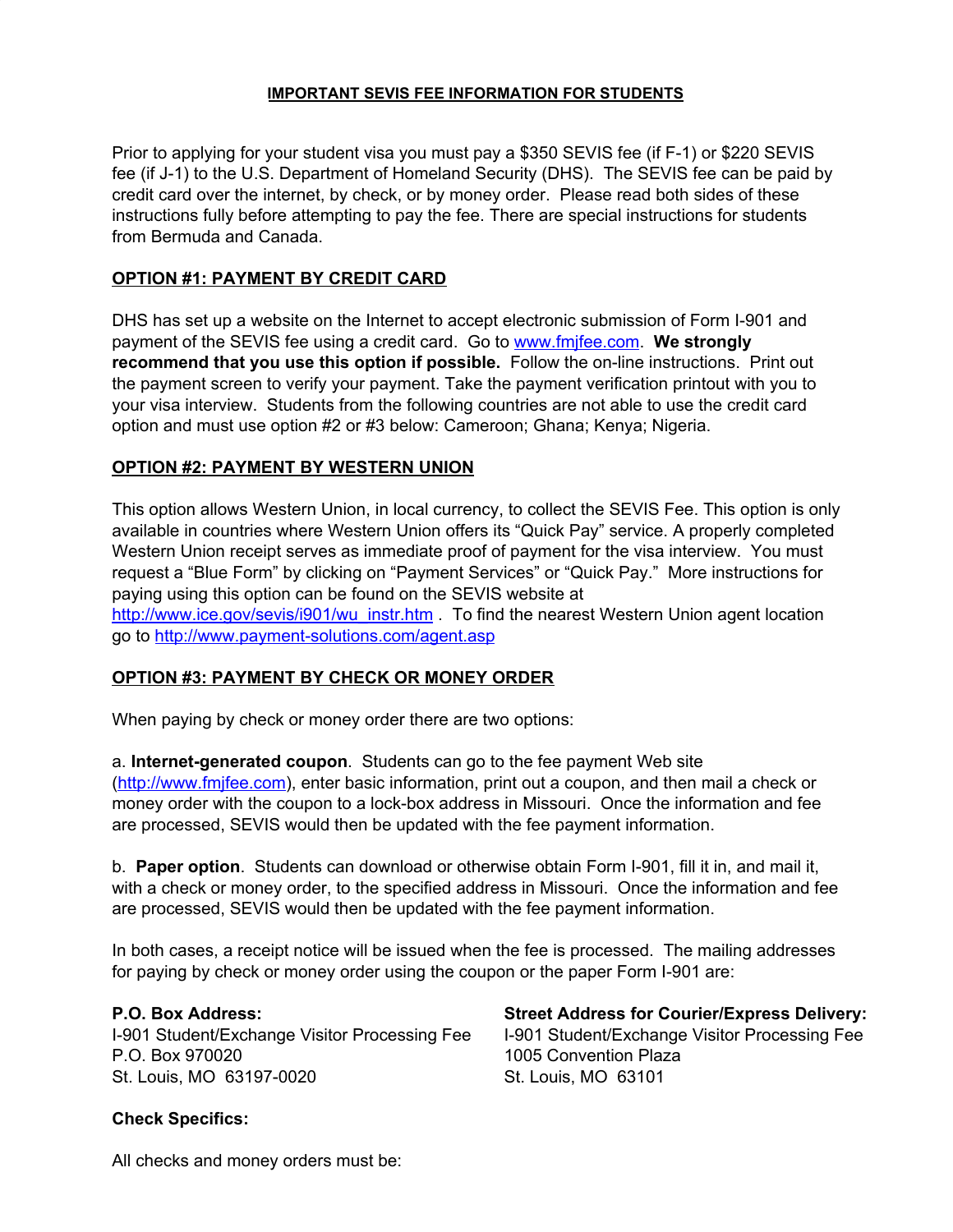# IMPORTANT SEVIS FEE INFORMATION FOR STUDENTS

Prior to applying for your student visa you must pay a $350 SEVIS fee (if F-1) or $220 SEVIS fee (if J-1) to the U.S. Department of Homeland Security (DHS). The SEVIS fee can be paid by credit card over the internet, by check, or by money order. Please read both sides of these instructions fully before attempting to pay the fee. There are special instructions for students from Bermuda and Canada.

## OPTION #1: PAYMENT BY CREDIT CARD

DHS has set up a website on the Internet to accept electronic submission of Form I-901 and payment of the SEVIS fee using a credit card. Go to www.fmjfee.com. **We strongly recommend that you use this option if possible.** Follow the on-line instructions. Print out the payment screen to verify your payment. Take the payment verification printout with you to your visa interview. Students from the following countries are not able to use the credit card option and must use option #2 or #3 below: Cameroon; Ghana; Kenya; Nigeria.

## OPTION #2: PAYMENT BY WESTERN UNION

This option allows Western Union, in local currency, to collect the SEVIS Fee. This option is only available in countries where Western Union offers its "Quick Pay" service. A properly completed Western Union receipt serves as immediate proof of payment for the visa interview. You must request a "Blue Form" by clicking on "Payment Services" or "Quick Pay." More instructions for paying using this option can be found on the SEVIS website at http://www.ice.gov/sevis/i901/wu_instr.htm . To find the nearest Western Union agent location go to http://www.payment-solutions.com/agent.asp

## OPTION #3: PAYMENT BY CHECK OR MONEY ORDER

When paying by check or money order there are two options:

a. **Internet-generated coupon**. Students can go to the fee payment Web site (http://www.fmjfee.com), enter basic information, print out a coupon, and then mail a check or money order with the coupon to a lock-box address in Missouri. Once the information and fee are processed, SEVIS would then be updated with the fee payment information.

b. **Paper option**. Students can download or otherwise obtain Form I-901, fill it in, and mail it, with a check or money order, to the specified address in Missouri. Once the information and fee are processed, SEVIS would then be updated with the fee payment information.

In both cases, a receipt notice will be issued when the fee is processed. The mailing addresses for paying by check or money order using the coupon or the paper Form I-901 are:

**P.O. Box Address:**
I-901 Student/Exchange Visitor Processing Fee
P.O. Box 970020
St. Louis, MO 63197-0020

**Street Address for Courier/Express Delivery:**
I-901 Student/Exchange Visitor Processing Fee
1005 Convention Plaza
St. Louis, MO 63101

**Check Specifics:**

All checks and money orders must be: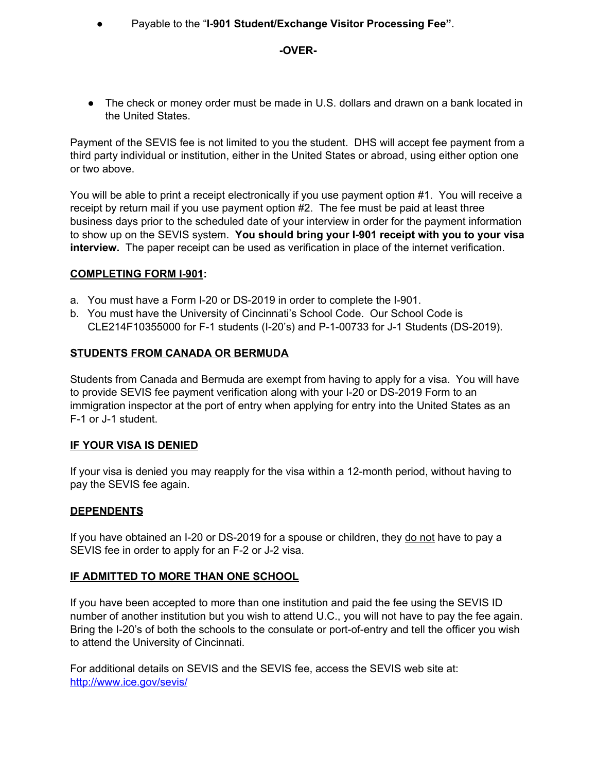- Payable to the "**I-901 Student/Exchange Visitor Processing Fee"**.

**-OVER-**

- The check or money order must be made in U.S. dollars and drawn on a bank located in the United States.

Payment of the SEVIS fee is not limited to you the student. DHS will accept fee payment from a third party individual or institution, either in the United States or abroad, using either option one or two above.

You will be able to print a receipt electronically if you use payment option #1. You will receive a receipt by return mail if you use payment option #2. The fee must be paid at least three business days prior to the scheduled date of your interview in order for the payment information to show up on the SEVIS system. **You should bring your I-901 receipt with you to your visa interview.** The paper receipt can be used as verification in place of the internet verification.

**COMPLETING FORM I-901:**

a. You must have a Form I-20 or DS-2019 in order to complete the I-901.
b. You must have the University of Cincinnati's School Code. Our School Code is CLE214F10355000 for F-1 students (I-20's) and P-1-00733 for J-1 Students (DS-2019).

**STUDENTS FROM CANADA OR BERMUDA**

Students from Canada and Bermuda are exempt from having to apply for a visa. You will have to provide SEVIS fee payment verification along with your I-20 or DS-2019 Form to an immigration inspector at the port of entry when applying for entry into the United States as an F-1 or J-1 student.

**IF YOUR VISA IS DENIED**

If your visa is denied you may reapply for the visa within a 12-month period, without having to pay the SEVIS fee again.

**DEPENDENTS**

If you have obtained an I-20 or DS-2019 for a spouse or children, they do not have to pay a SEVIS fee in order to apply for an F-2 or J-2 visa.

**IF ADMITTED TO MORE THAN ONE SCHOOL**

If you have been accepted to more than one institution and paid the fee using the SEVIS ID number of another institution but you wish to attend U.C., you will not have to pay the fee again. Bring the I-20's of both the schools to the consulate or port-of-entry and tell the officer you wish to attend the University of Cincinnati.

For additional details on SEVIS and the SEVIS fee, access the SEVIS web site at: http://www.ice.gov/sevis/